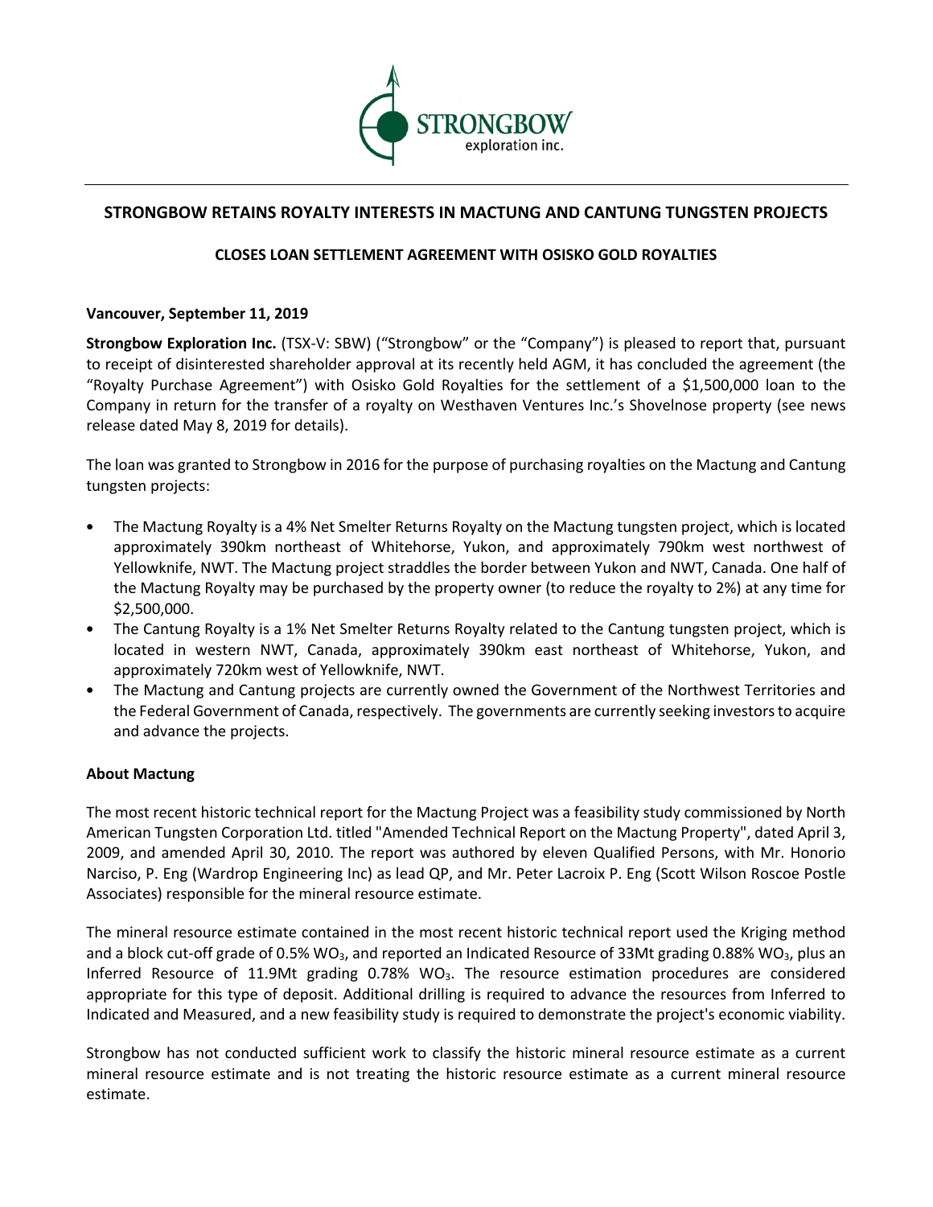# STRONGBOW RETAINS ROYALTY INTERESTS IN MACTUNG AND CANTUNG TUNGSTEN PROJECTS

## CLOSES LOAN SETTLEMENT AGREEMENT WITH OSISKO GOLD ROYALTIES

**Vancouver, September 11, 2019**

**Strongbow Exploration Inc.** (TSX-V: SBW) ("Strongbow" or the "Company") is pleased to report that, pursuant to receipt of disinterested shareholder approval at its recently held AGM, it has concluded the agreement (the "Royalty Purchase Agreement") with Osisko Gold Royalties for the settlement of a $1,500,000 loan to the Company in return for the transfer of a royalty on Westhaven Ventures Inc.'s Shovelnose property (see news release dated May 8, 2019 for details).

The loan was granted to Strongbow in 2016 for the purpose of purchasing royalties on the Mactung and Cantung tungsten projects:

- The Mactung Royalty is a 4% Net Smelter Returns Royalty on the Mactung tungsten project, which is located approximately 390km northeast of Whitehorse, Yukon, and approximately 790km west northwest of Yellowknife, NWT. The Mactung project straddles the border between Yukon and NWT, Canada. One half of the Mactung Royalty may be purchased by the property owner (to reduce the royalty to 2%) at any time for $2,500,000.
- The Cantung Royalty is a 1% Net Smelter Returns Royalty related to the Cantung tungsten project, which is located in western NWT, Canada, approximately 390km east northeast of Whitehorse, Yukon, and approximately 720km west of Yellowknife, NWT.
- The Mactung and Cantung projects are currently owned the Government of the Northwest Territories and the Federal Government of Canada, respectively. The governments are currently seeking investors to acquire and advance the projects.

### About Mactung

The most recent historic technical report for the Mactung Project was a feasibility study commissioned by North American Tungsten Corporation Ltd. titled "Amended Technical Report on the Mactung Property", dated April 3, 2009, and amended April 30, 2010. The report was authored by eleven Qualified Persons, with Mr. Honorio Narciso, P. Eng (Wardrop Engineering Inc) as lead QP, and Mr. Peter Lacroix P. Eng (Scott Wilson Roscoe Postle Associates) responsible for the mineral resource estimate.

The mineral resource estimate contained in the most recent historic technical report used the Kriging method and a block cut-off grade of 0.5% $WO_3$, and reported an Indicated Resource of 33Mt grading 0.88% $WO_3$, plus an Inferred Resource of 11.9Mt grading 0.78% $WO_3$. The resource estimation procedures are considered appropriate for this type of deposit. Additional drilling is required to advance the resources from Inferred to Indicated and Measured, and a new feasibility study is required to demonstrate the project's economic viability.

Strongbow has not conducted sufficient work to classify the historic mineral resource estimate as a current mineral resource estimate and is not treating the historic resource estimate as a current mineral resource estimate.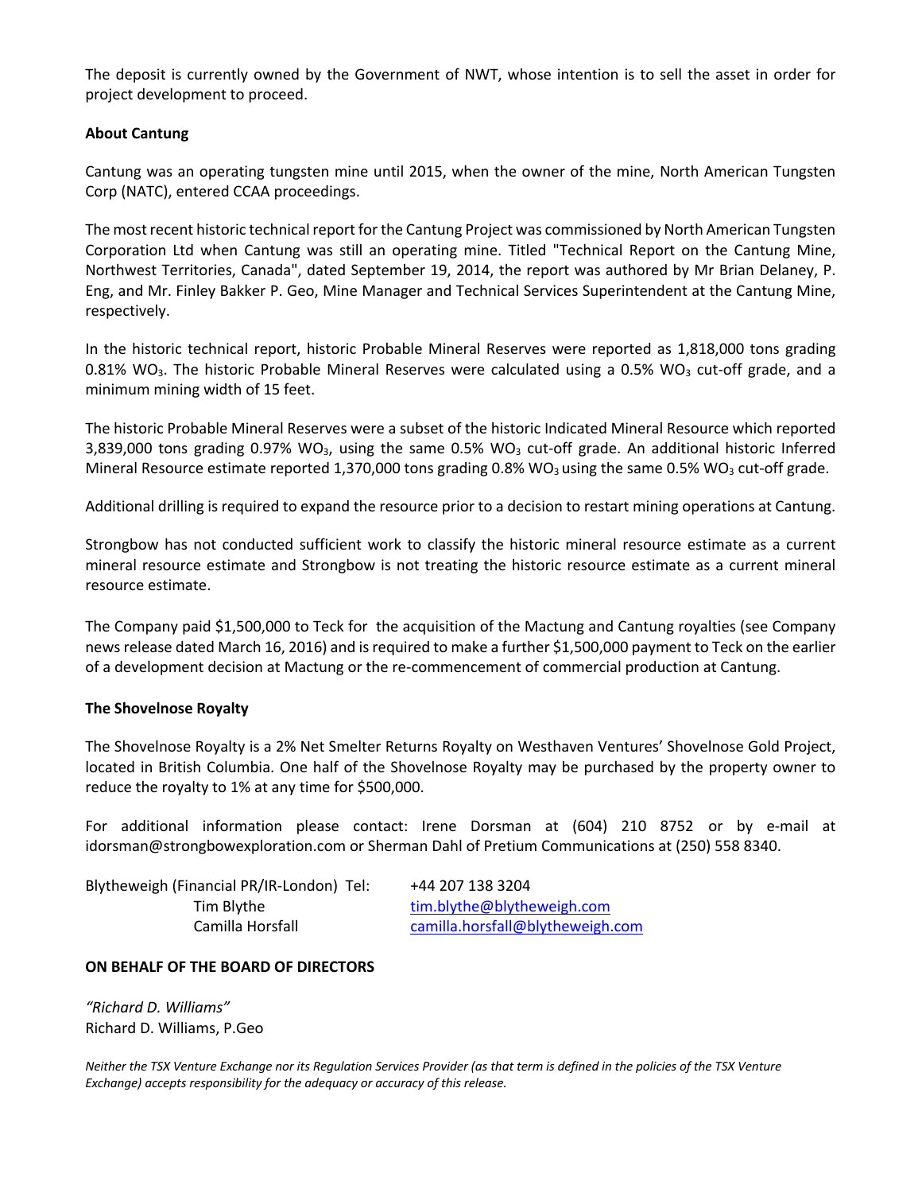The deposit is currently owned by the Government of NWT, whose intention is to sell the asset in order for project development to proceed.

**About Cantung**

Cantung was an operating tungsten mine until 2015, when the owner of the mine, North American Tungsten Corp (NATC), entered CCAA proceedings.

The most recent historic technical report for the Cantung Project was commissioned by North American Tungsten Corporation Ltd when Cantung was still an operating mine. Titled "Technical Report on the Cantung Mine, Northwest Territories, Canada", dated September 19, 2014, the report was authored by Mr Brian Delaney, P. Eng, and Mr. Finley Bakker P. Geo, Mine Manager and Technical Services Superintendent at the Cantung Mine, respectively.

In the historic technical report, historic Probable Mineral Reserves were reported as 1,818,000 tons grading 0.81% $WO_3$. The historic Probable Mineral Reserves were calculated using a 0.5% $WO_3$ cut-off grade, and a minimum mining width of 15 feet.

The historic Probable Mineral Reserves were a subset of the historic Indicated Mineral Resource which reported 3,839,000 tons grading 0.97% $WO_3$, using the same 0.5% $WO_3$ cut-off grade. An additional historic Inferred Mineral Resource estimate reported 1,370,000 tons grading 0.8% $WO_3$ using the same 0.5% $WO_3$ cut-off grade.

Additional drilling is required to expand the resource prior to a decision to restart mining operations at Cantung.

Strongbow has not conducted sufficient work to classify the historic mineral resource estimate as a current mineral resource estimate and Strongbow is not treating the historic resource estimate as a current mineral resource estimate.

The Company paid $1,500,000 to Teck for the acquisition of the Mactung and Cantung royalties (see Company news release dated March 16, 2016) and is required to make a further $1,500,000 payment to Teck on the earlier of a development decision at Mactung or the re-commencement of commercial production at Cantung.

**The Shovelnose Royalty**

The Shovelnose Royalty is a 2% Net Smelter Returns Royalty on Westhaven Ventures' Shovelnose Gold Project, located in British Columbia. One half of the Shovelnose Royalty may be purchased by the property owner to reduce the royalty to 1% at any time for $500,000.

For additional information please contact: Irene Dorsman at (604) 210 8752 or by e-mail at idorsman@strongbowexploration.com or Sherman Dahl of Pretium Communications at (250) 558 8340.

Blytheweigh (Financial PR/IR-London) Tel: +44 207 138 3204

Tim Blythe tim.blythe@blytheweigh.com

Camilla Horsfall camilla.horsfall@blytheweigh.com

**ON BEHALF OF THE BOARD OF DIRECTORS**

*"Richard D. Williams"*
Richard D. Williams, P.Geo

*Neither the TSX Venture Exchange nor its Regulation Services Provider (as that term is defined in the policies of the TSX Venture Exchange) accepts responsibility for the adequacy or accuracy of this release.*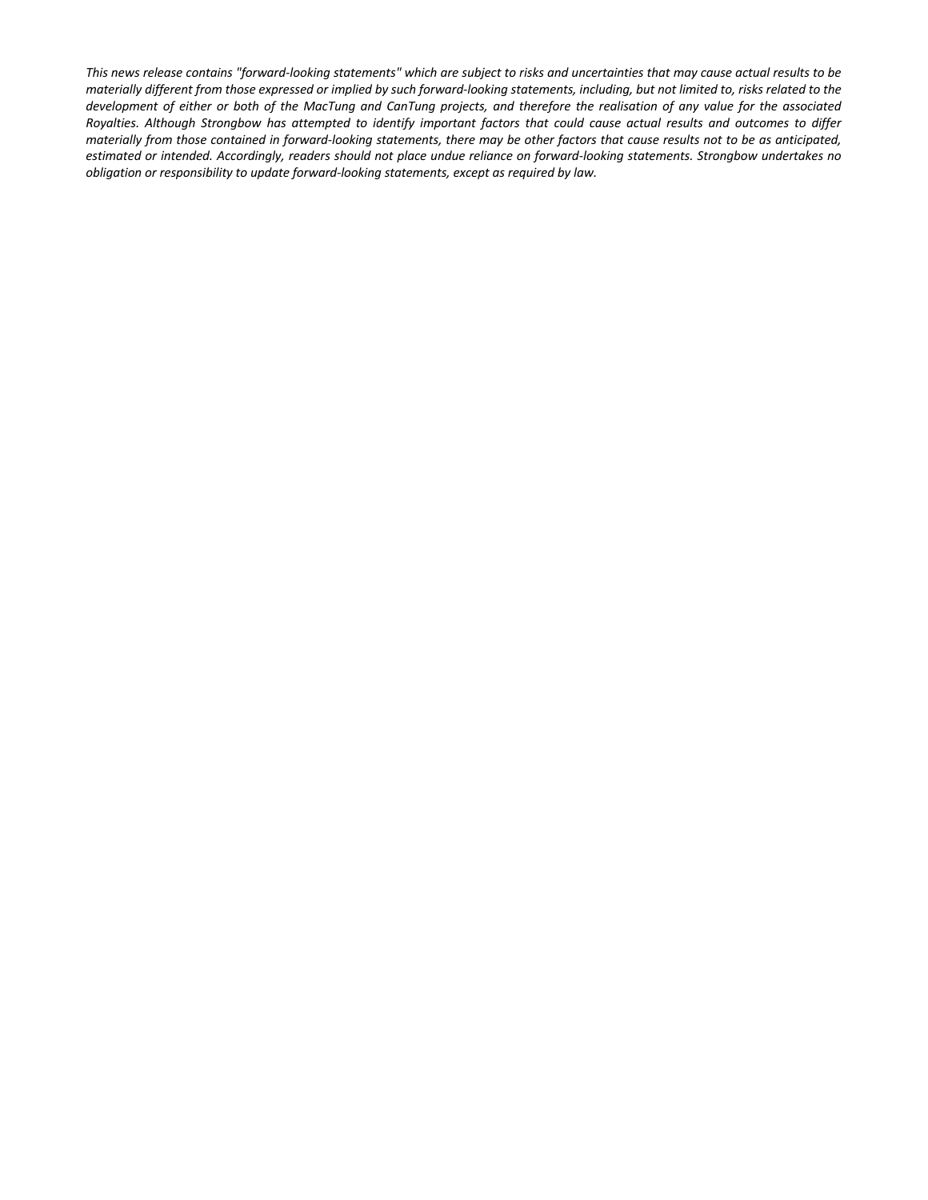*This news release contains "forward-looking statements" which are subject to risks and uncertainties that may cause actual results to be materially different from those expressed or implied by such forward-looking statements, including, but not limited to, risks related to the development of either or both of the MacTung and CanTung projects, and therefore the realisation of any value for the associated Royalties. Although Strongbow has attempted to identify important factors that could cause actual results and outcomes to differ materially from those contained in forward-looking statements, there may be other factors that cause results not to be as anticipated, estimated or intended. Accordingly, readers should not place undue reliance on forward-looking statements. Strongbow undertakes no obligation or responsibility to update forward-looking statements, except as required by law.*